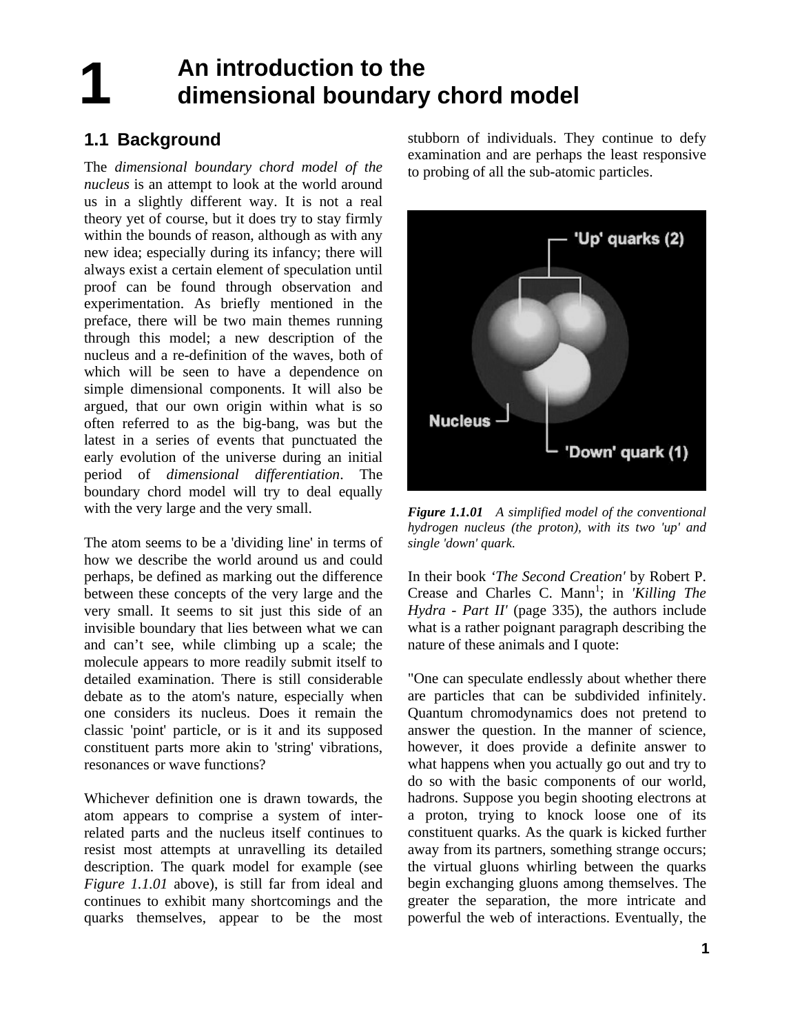# 1 An introduction to the dimensional boundary chord model

## 1.1 Background

The *dimensional boundary chord model of the nucleus* is an attempt to look at the world around us in a slightly different way. It is not a real theory yet of course, but it does try to stay firmly within the bounds of reason, although as with any new idea; especially during its infancy; there will always exist a certain element of speculation until proof can be found through observation and experimentation. As briefly mentioned in the preface, there will be two main themes running through this model; a new description of the nucleus and a re-definition of the waves, both of which will be seen to have a dependence on simple dimensional components. It will also be argued, that our own origin within what is so often referred to as the big-bang, was but the latest in a series of events that punctuated the early evolution of the universe during an initial period of *dimensional differentiation*. The boundary chord model will try to deal equally with the very large and the very small.

The atom seems to be a 'dividing line' in terms of how we describe the world around us and could perhaps, be defined as marking out the difference between these concepts of the very large and the very small. It seems to sit just this side of an invisible boundary that lies between what we can and can't see, while climbing up a scale; the molecule appears to more readily submit itself to detailed examination. There is still considerable debate as to the atom's nature, especially when one considers its nucleus. Does it remain the classic 'point' particle, or is it and its supposed constituent parts more akin to 'string' vibrations, resonances or wave functions?

Whichever definition one is drawn towards, the atom appears to comprise a system of inter-related parts and the nucleus itself continues to resist most attempts at unravelling its detailed description. The quark model for example (see *Figure 1.1.01* above), is still far from ideal and continues to exhibit many shortcomings and the quarks themselves, appear to be the most stubborn of individuals. They continue to defy examination and are perhaps the least responsive to probing of all the sub-atomic particles.

***Figure 1.1.01*** *A simplified model of the conventional hydrogen nucleus (the proton), with its two 'up' and single 'down' quark.*

In their book *'The Second Creation'* by Robert P. Crease and Charles C. Mann[1]; in *'Killing The Hydra - Part II'* (page 335), the authors include what is a rather poignant paragraph describing the nature of these animals and I quote:

"One can speculate endlessly about whether there are particles that can be subdivided infinitely. Quantum chromodynamics does not pretend to answer the question. In the manner of science, however, it does provide a definite answer to what happens when you actually go out and try to do so with the basic components of our world, hadrons. Suppose you begin shooting electrons at a proton, trying to knock loose one of its constituent quarks. As the quark is kicked further away from its partners, something strange occurs; the virtual gluons whirling between the quarks begin exchanging gluons among themselves. The greater the separation, the more intricate and powerful the web of interactions. Eventually, the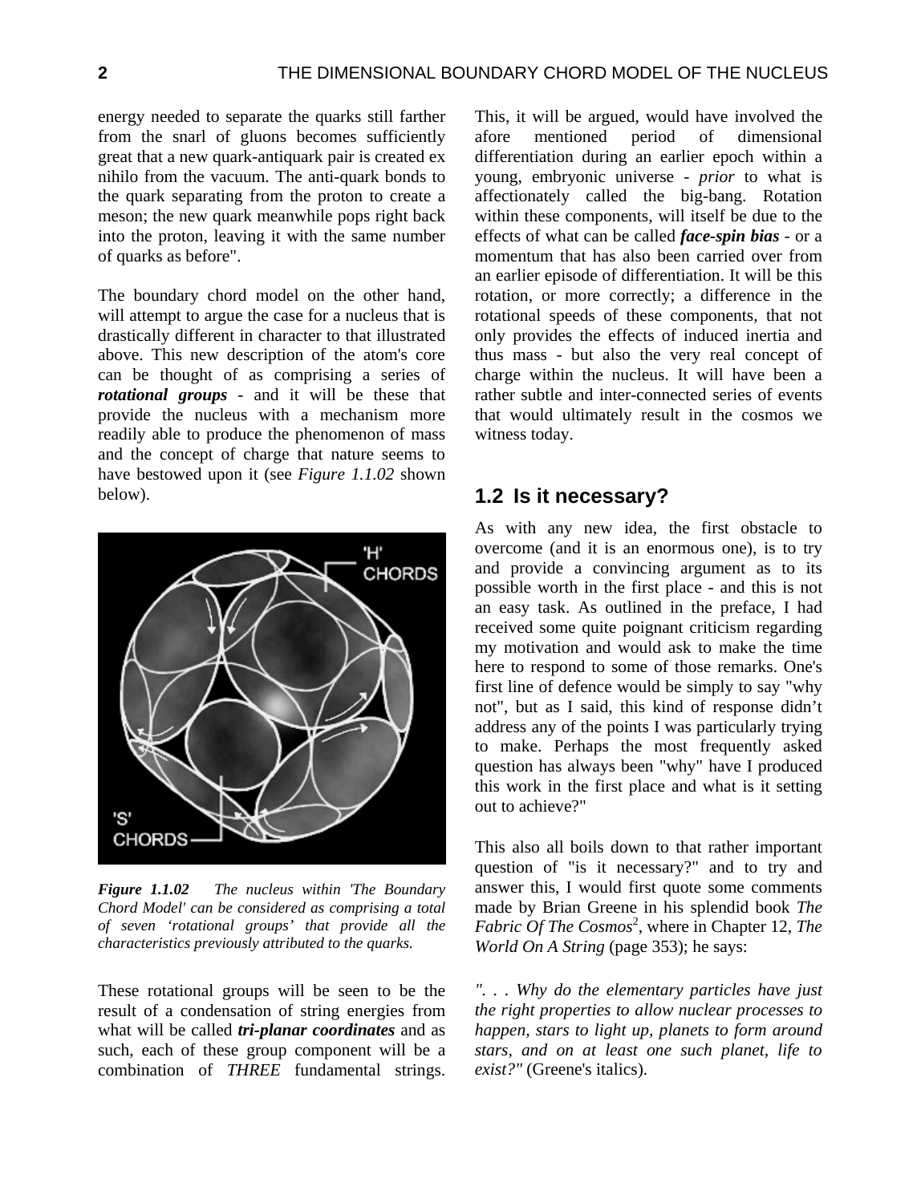energy needed to separate the quarks still farther from the snarl of gluons becomes sufficiently great that a new quark-antiquark pair is created ex nihilo from the vacuum. The anti-quark bonds to the quark separating from the proton to create a meson; the new quark meanwhile pops right back into the proton, leaving it with the same number of quarks as before".

The boundary chord model on the other hand, will attempt to argue the case for a nucleus that is drastically different in character to that illustrated above. This new description of the atom's core can be thought of as comprising a series of ***rotational groups*** - and it will be these that provide the nucleus with a mechanism more readily able to produce the phenomenon of mass and the concept of charge that nature seems to have bestowed upon it (see *Figure 1.1.02* shown below).

***Figure 1.1.02*** *The nucleus within 'The Boundary Chord Model' can be considered as comprising a total of seven 'rotational groups' that provide all the characteristics previously attributed to the quarks.*

These rotational groups will be seen to be the result of a condensation of string energies from what will be called ***tri-planar coordinates*** and as such, each of these group component will be a combination of *THREE* fundamental strings. This, it will be argued, would have involved the afore mentioned period of dimensional differentiation during an earlier epoch within a young, embryonic universe - *prior* to what is affectionately called the big-bang. Rotation within these components, will itself be due to the effects of what can be called ***face-spin bias*** - or a momentum that has also been carried over from an earlier episode of differentiation. It will be this rotation, or more correctly; a difference in the rotational speeds of these components, that not only provides the effects of induced inertia and thus mass - but also the very real concept of charge within the nucleus. It will have been a rather subtle and inter-connected series of events that would ultimately result in the cosmos we witness today.

## 1.2 Is it necessary?

As with any new idea, the first obstacle to overcome (and it is an enormous one), is to try and provide a convincing argument as to its possible worth in the first place - and this is not an easy task. As outlined in the preface, I had received some quite poignant criticism regarding my motivation and would ask to make the time here to respond to some of those remarks. One's first line of defence would be simply to say "why not", but as I said, this kind of response didn't address any of the points I was particularly trying to make. Perhaps the most frequently asked question has always been "why" have I produced this work in the first place and what is it setting out to achieve?"

This also all boils down to that rather important question of "is it necessary?" and to try and answer this, I would first quote some comments made by Brian Greene in his splendid book *The Fabric Of The Cosmos*[2], where in Chapter 12, *The World On A String* (page 353); he says:

*". . . Why do the elementary particles have just the right properties to allow nuclear processes to happen, stars to light up, planets to form around stars, and on at least one such planet, life to exist?"* (Greene's italics).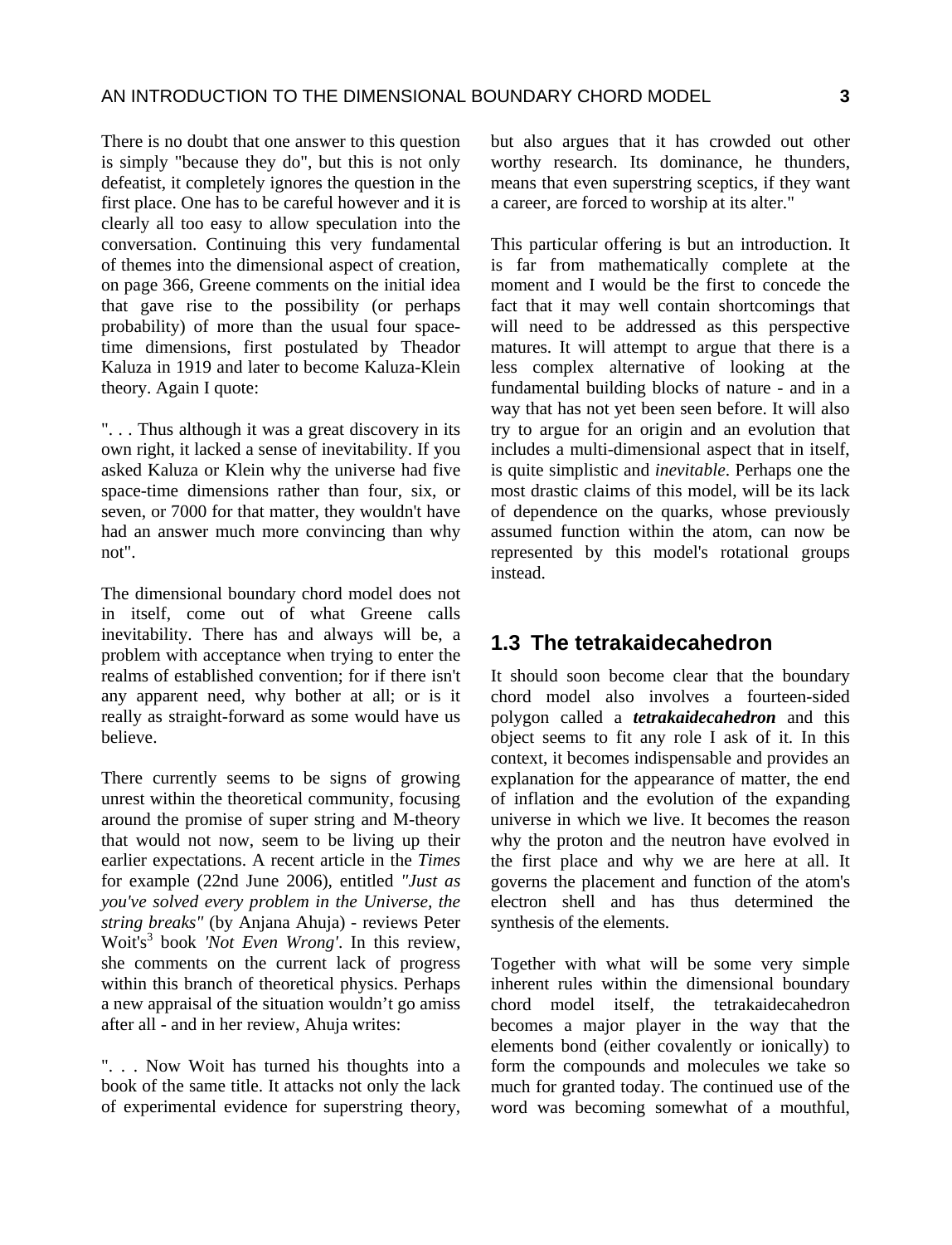There is no doubt that one answer to this question is simply "because they do", but this is not only defeatist, it completely ignores the question in the first place. One has to be careful however and it is clearly all too easy to allow speculation into the conversation. Continuing this very fundamental of themes into the dimensional aspect of creation, on page 366, Greene comments on the initial idea that gave rise to the possibility (or perhaps probability) of more than the usual four space-time dimensions, first postulated by Theador Kaluza in 1919 and later to become Kaluza-Klein theory. Again I quote:

". . . Thus although it was a great discovery in its own right, it lacked a sense of inevitability. If you asked Kaluza or Klein why the universe had five space-time dimensions rather than four, six, or seven, or 7000 for that matter, they wouldn't have had an answer much more convincing than why not".

The dimensional boundary chord model does not in itself, come out of what Greene calls inevitability. There has and always will be, a problem with acceptance when trying to enter the realms of established convention; for if there isn't any apparent need, why bother at all; or is it really as straight-forward as some would have us believe.

There currently seems to be signs of growing unrest within the theoretical community, focusing around the promise of super string and M-theory that would not now, seem to be living up their earlier expectations. A recent article in the *Times* for example (22nd June 2006), entitled *"Just as you've solved every problem in the Universe, the string breaks"* (by Anjana Ahuja) - reviews Peter Woit's[3] book *'Not Even Wrong'*. In this review, she comments on the current lack of progress within this branch of theoretical physics. Perhaps a new appraisal of the situation wouldn't go amiss after all - and in her review, Ahuja writes:

". . . Now Woit has turned his thoughts into a book of the same title. It attacks not only the lack of experimental evidence for superstring theory, but also argues that it has crowded out other worthy research. Its dominance, he thunders, means that even superstring sceptics, if they want a career, are forced to worship at its alter."

This particular offering is but an introduction. It is far from mathematically complete at the moment and I would be the first to concede the fact that it may well contain shortcomings that will need to be addressed as this perspective matures. It will attempt to argue that there is a less complex alternative of looking at the fundamental building blocks of nature - and in a way that has not yet been seen before. It will also try to argue for an origin and an evolution that includes a multi-dimensional aspect that in itself, is quite simplistic and *inevitable*. Perhaps one the most drastic claims of this model, will be its lack of dependence on the quarks, whose previously assumed function within the atom, can now be represented by this model's rotational groups instead.

## 1.3 The tetrakaidecahedron

It should soon become clear that the boundary chord model also involves a fourteen-sided polygon called a ***tetrakaidecahedron*** and this object seems to fit any role I ask of it. In this context, it becomes indispensable and provides an explanation for the appearance of matter, the end of inflation and the evolution of the expanding universe in which we live. It becomes the reason why the proton and the neutron have evolved in the first place and why we are here at all. It governs the placement and function of the atom's electron shell and has thus determined the synthesis of the elements.

Together with what will be some very simple inherent rules within the dimensional boundary chord model itself, the tetrakaidecahedron becomes a major player in the way that the elements bond (either covalently or ionically) to form the compounds and molecules we take so much for granted today. The continued use of the word was becoming somewhat of a mouthful,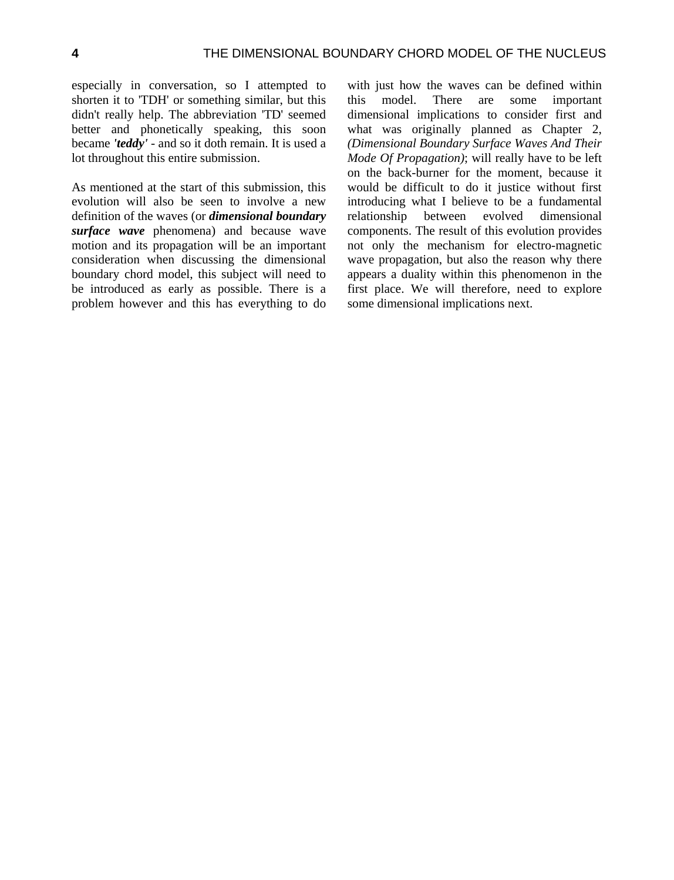especially in conversation, so I attempted to shorten it to 'TDH' or something similar, but this didn't really help. The abbreviation 'TD' seemed better and phonetically speaking, this soon became ***'teddy'*** - and so it doth remain. It is used a lot throughout this entire submission.

As mentioned at the start of this submission, this evolution will also be seen to involve a new definition of the waves (or ***dimensional boundary surface wave*** phenomena) and because wave motion and its propagation will be an important consideration when discussing the dimensional boundary chord model, this subject will need to be introduced as early as possible. There is a problem however and this has everything to do with just how the waves can be defined within this model. There are some important dimensional implications to consider first and what was originally planned as Chapter 2, *(Dimensional Boundary Surface Waves And Their Mode Of Propagation)*; will really have to be left on the back-burner for the moment, because it would be difficult to do it justice without first introducing what I believe to be a fundamental relationship between evolved dimensional components. The result of this evolution provides not only the mechanism for electro-magnetic wave propagation, but also the reason why there appears a duality within this phenomenon in the first place. We will therefore, need to explore some dimensional implications next.